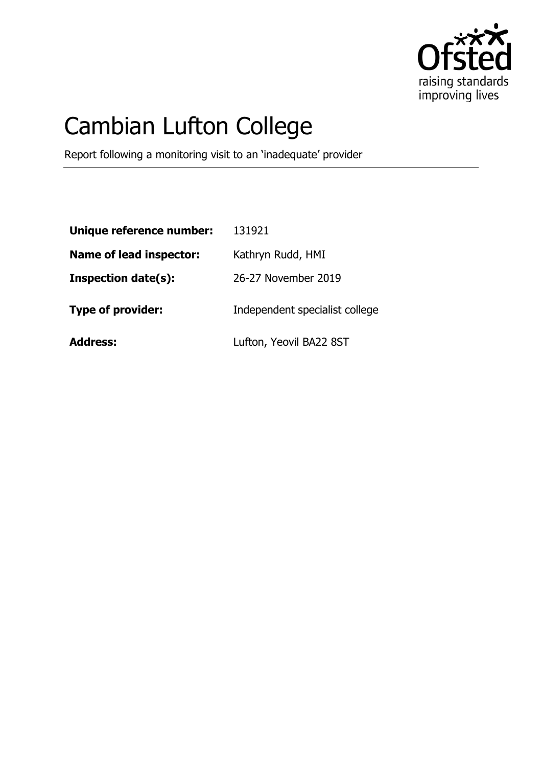# Cambian Lufton College

Report following a monitoring visit to an 'inadequate' provider

| | |
|---|---|
| **Unique reference number:** | 131921 |
| **Name of lead inspector:** | Kathryn Rudd, HMI |
| **Inspection date(s):** | 26-27 November 2019 |
| **Type of provider:** | Independent specialist college |
| **Address:** | Lufton, Yeovil BA22 8ST |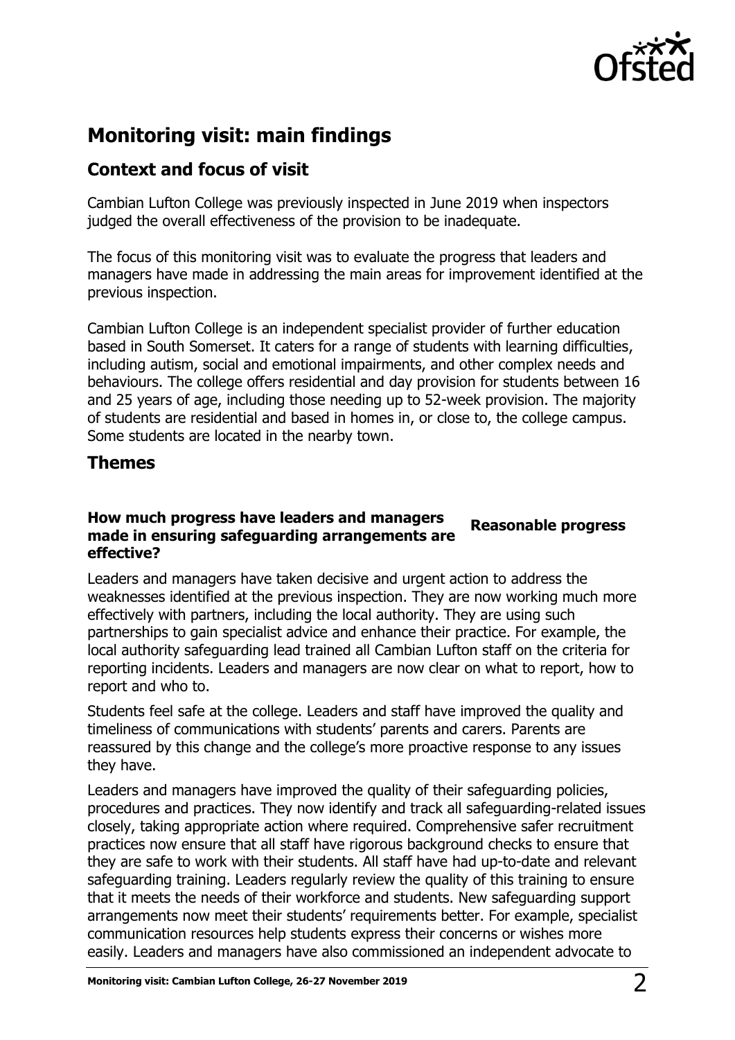## Monitoring visit: main findings

### Context and focus of visit

Cambian Lufton College was previously inspected in June 2019 when inspectors judged the overall effectiveness of the provision to be inadequate.

The focus of this monitoring visit was to evaluate the progress that leaders and managers have made in addressing the main areas for improvement identified at the previous inspection.

Cambian Lufton College is an independent specialist provider of further education based in South Somerset. It caters for a range of students with learning difficulties, including autism, social and emotional impairments, and other complex needs and behaviours. The college offers residential and day provision for students between 16 and 25 years of age, including those needing up to 52-week provision. The majority of students are residential and based in homes in, or close to, the college campus. Some students are located in the nearby town.

### Themes

**How much progress have leaders and managers made in ensuring safeguarding arrangements are effective?** **Reasonable progress**

Leaders and managers have taken decisive and urgent action to address the weaknesses identified at the previous inspection. They are now working much more effectively with partners, including the local authority. They are using such partnerships to gain specialist advice and enhance their practice. For example, the local authority safeguarding lead trained all Cambian Lufton staff on the criteria for reporting incidents. Leaders and managers are now clear on what to report, how to report and who to.

Students feel safe at the college. Leaders and staff have improved the quality and timeliness of communications with students' parents and carers. Parents are reassured by this change and the college's more proactive response to any issues they have.

Leaders and managers have improved the quality of their safeguarding policies, procedures and practices. They now identify and track all safeguarding-related issues closely, taking appropriate action where required. Comprehensive safer recruitment practices now ensure that all staff have rigorous background checks to ensure that they are safe to work with their students. All staff have had up-to-date and relevant safeguarding training. Leaders regularly review the quality of this training to ensure that it meets the needs of their workforce and students. New safeguarding support arrangements now meet their students' requirements better. For example, specialist communication resources help students express their concerns or wishes more easily. Leaders and managers have also commissioned an independent advocate to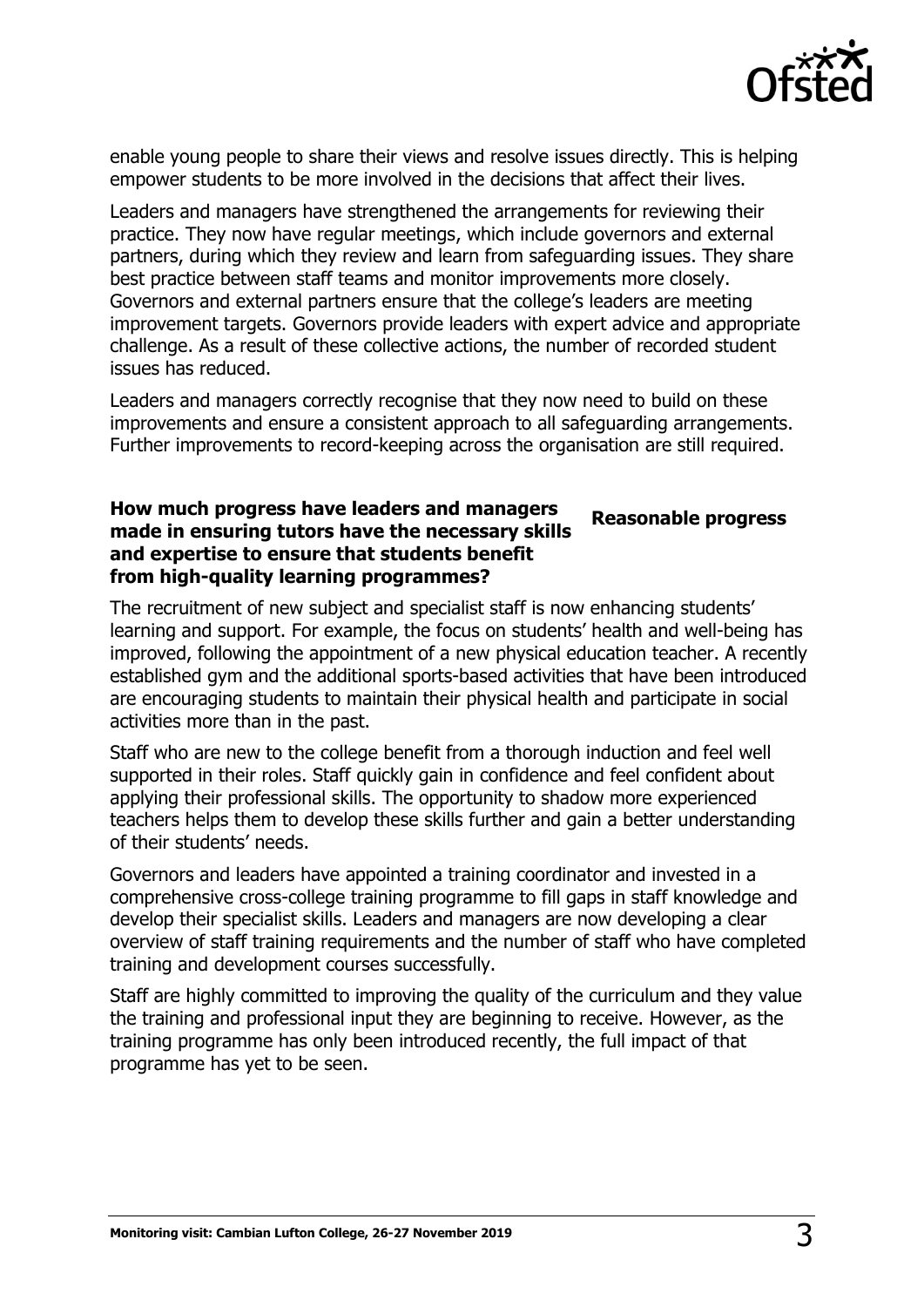enable young people to share their views and resolve issues directly. This is helping empower students to be more involved in the decisions that affect their lives.

Leaders and managers have strengthened the arrangements for reviewing their practice. They now have regular meetings, which include governors and external partners, during which they review and learn from safeguarding issues. They share best practice between staff teams and monitor improvements more closely. Governors and external partners ensure that the college's leaders are meeting improvement targets. Governors provide leaders with expert advice and appropriate challenge. As a result of these collective actions, the number of recorded student issues has reduced.

Leaders and managers correctly recognise that they now need to build on these improvements and ensure a consistent approach to all safeguarding arrangements. Further improvements to record-keeping across the organisation are still required.

**How much progress have leaders and managers made in ensuring tutors have the necessary skills and expertise to ensure that students benefit from high-quality learning programmes?** **Reasonable progress**

The recruitment of new subject and specialist staff is now enhancing students' learning and support. For example, the focus on students' health and well-being has improved, following the appointment of a new physical education teacher. A recently established gym and the additional sports-based activities that have been introduced are encouraging students to maintain their physical health and participate in social activities more than in the past.

Staff who are new to the college benefit from a thorough induction and feel well supported in their roles. Staff quickly gain in confidence and feel confident about applying their professional skills. The opportunity to shadow more experienced teachers helps them to develop these skills further and gain a better understanding of their students' needs.

Governors and leaders have appointed a training coordinator and invested in a comprehensive cross-college training programme to fill gaps in staff knowledge and develop their specialist skills. Leaders and managers are now developing a clear overview of staff training requirements and the number of staff who have completed training and development courses successfully.

Staff are highly committed to improving the quality of the curriculum and they value the training and professional input they are beginning to receive. However, as the training programme has only been introduced recently, the full impact of that programme has yet to be seen.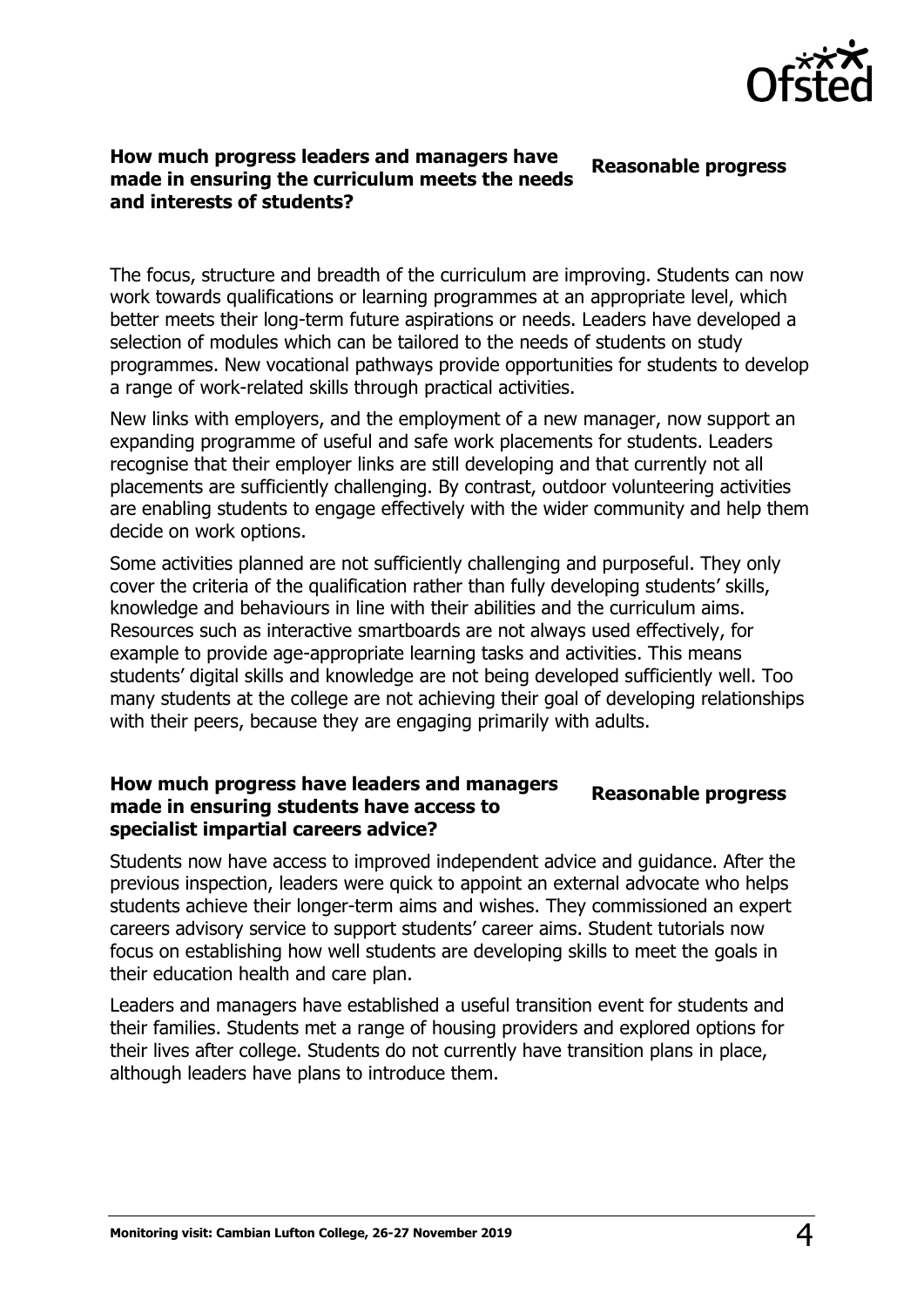**How much progress leaders and managers have made in ensuring the curriculum meets the needs and interests of students?** **Reasonable progress**

The focus, structure and breadth of the curriculum are improving. Students can now work towards qualifications or learning programmes at an appropriate level, which better meets their long-term future aspirations or needs. Leaders have developed a selection of modules which can be tailored to the needs of students on study programmes. New vocational pathways provide opportunities for students to develop a range of work-related skills through practical activities.

New links with employers, and the employment of a new manager, now support an expanding programme of useful and safe work placements for students. Leaders recognise that their employer links are still developing and that currently not all placements are sufficiently challenging. By contrast, outdoor volunteering activities are enabling students to engage effectively with the wider community and help them decide on work options.

Some activities planned are not sufficiently challenging and purposeful. They only cover the criteria of the qualification rather than fully developing students' skills, knowledge and behaviours in line with their abilities and the curriculum aims. Resources such as interactive smartboards are not always used effectively, for example to provide age-appropriate learning tasks and activities. This means students' digital skills and knowledge are not being developed sufficiently well. Too many students at the college are not achieving their goal of developing relationships with their peers, because they are engaging primarily with adults.

**How much progress have leaders and managers made in ensuring students have access to specialist impartial careers advice?** **Reasonable progress**

Students now have access to improved independent advice and guidance. After the previous inspection, leaders were quick to appoint an external advocate who helps students achieve their longer-term aims and wishes. They commissioned an expert careers advisory service to support students' career aims. Student tutorials now focus on establishing how well students are developing skills to meet the goals in their education health and care plan.

Leaders and managers have established a useful transition event for students and their families. Students met a range of housing providers and explored options for their lives after college. Students do not currently have transition plans in place, although leaders have plans to introduce them.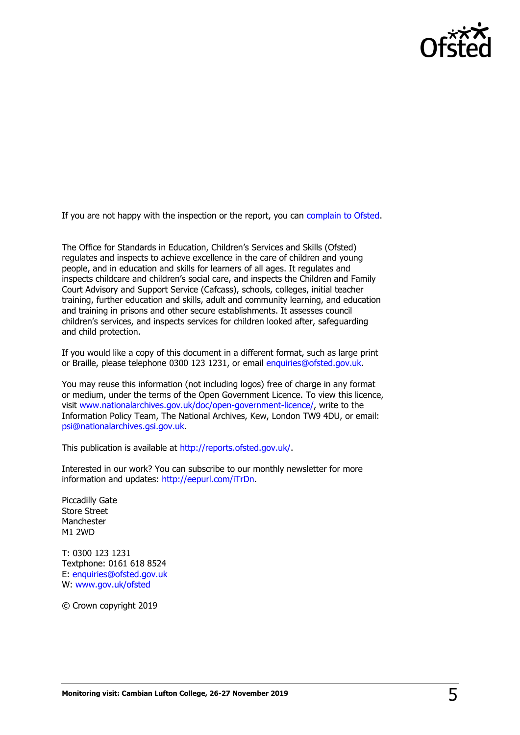If you are not happy with the inspection or the report, you can complain to Ofsted.

The Office for Standards in Education, Children's Services and Skills (Ofsted) regulates and inspects to achieve excellence in the care of children and young people, and in education and skills for learners of all ages. It regulates and inspects childcare and children's social care, and inspects the Children and Family Court Advisory and Support Service (Cafcass), schools, colleges, initial teacher training, further education and skills, adult and community learning, and education and training in prisons and other secure establishments. It assesses council children's services, and inspects services for children looked after, safeguarding and child protection.

If you would like a copy of this document in a different format, such as large print or Braille, please telephone 0300 123 1231, or email enquiries@ofsted.gov.uk.

You may reuse this information (not including logos) free of charge in any format or medium, under the terms of the Open Government Licence. To view this licence, visit www.nationalarchives.gov.uk/doc/open-government-licence/, write to the Information Policy Team, The National Archives, Kew, London TW9 4DU, or email: psi@nationalarchives.gsi.gov.uk.

This publication is available at http://reports.ofsted.gov.uk/.

Interested in our work? You can subscribe to our monthly newsletter for more information and updates: http://eepurl.com/iTrDn.

Piccadilly Gate
Store Street
Manchester
M1 2WD

T: 0300 123 1231
Textphone: 0161 618 8524
E: enquiries@ofsted.gov.uk
W: www.gov.uk/ofsted

© Crown copyright 2019